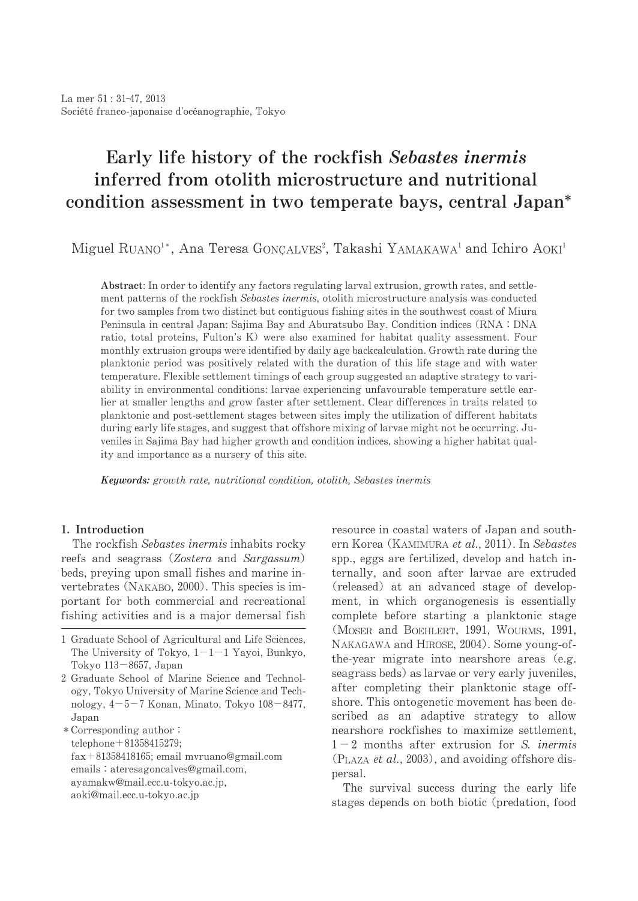# Early life history of the rockfish *Sebastes inermis* inferred from otolith microstructure and nutritional condition assessment in two temperate bays, central Japan*

Miguel RUANO[1*], Ana Teresa GONÇALVES[2], Takashi YAMAKAWA[1] and Ichiro AOKI[1]

**Abstract**: In order to identify any factors regulating larval extrusion, growth rates, and settlement patterns of the rockfish *Sebastes inermis*, otolith microstructure analysis was conducted for two samples from two distinct but contiguous fishing sites in the southwest coast of Miura Peninsula in central Japan: Sajima Bay and Aburatsubo Bay. Condition indices (RNA : DNA ratio, total proteins, Fulton's K) were also examined for habitat quality assessment. Four monthly extrusion groups were identified by daily age backcalculation. Growth rate during the planktonic period was positively related with the duration of this life stage and with water temperature. Flexible settlement timings of each group suggested an adaptive strategy to variability in environmental conditions: larvae experiencing unfavourable temperature settle earlier at smaller lengths and grow faster after settlement. Clear differences in traits related to planktonic and post-settlement stages between sites imply the utilization of different habitats during early life stages, and suggest that offshore mixing of larvae might not be occurring. Juveniles in Sajima Bay had higher growth and condition indices, showing a higher habitat quality and importance as a nursery of this site.

***Keywords:*** *growth rate, nutritional condition, otolith, Sebastes inermis*

## 1. Introduction

The rockfish *Sebastes inermis* inhabits rocky reefs and seagrass (*Zostera* and *Sargassum*) beds, preying upon small fishes and marine invertebrates (NAKABO, 2000). This species is important for both commercial and recreational fishing activities and is a major demersal fish resource in coastal waters of Japan and southern Korea (KAMIMURA *et al.*, 2011). In *Sebastes* spp., eggs are fertilized, develop and hatch internally, and soon after larvae are extruded (released) at an advanced stage of development, in which organogenesis is essentially complete before starting a planktonic stage (MOSER and BOEHLERT, 1991, WOURMS, 1991, NAKAGAWA and HIROSE, 2004). Some young-of-the-year migrate into nearshore areas (e.g. seagrass beds) as larvae or very early juveniles, after completing their planktonic stage offshore. This ontogenetic movement has been described as an adaptive strategy to allow nearshore rockfishes to maximize settlement, 1－2 months after extrusion for *S. inermis* (PLAZA *et al.*, 2003), and avoiding offshore dispersal.

The survival success during the early life stages depends on both biotic (predation, food

---

1 Graduate School of Agricultural and Life Sciences, The University of Tokyo, 1－1－1 Yayoi, Bunkyo, Tokyo 113－8657, Japan

2 Graduate School of Marine Science and Technology, Tokyo University of Marine Science and Technology, 4－5－7 Konan, Minato, Tokyo 108－8477, Japan

* Corresponding author : telephone＋81358415279; fax＋81358418165; email mvruano@gmail.com emails : ateresagoncalves@gmail.com, ayamakw@mail.ecc.u-tokyo.ac.jp, aoki@mail.ecc.u-tokyo.ac.jp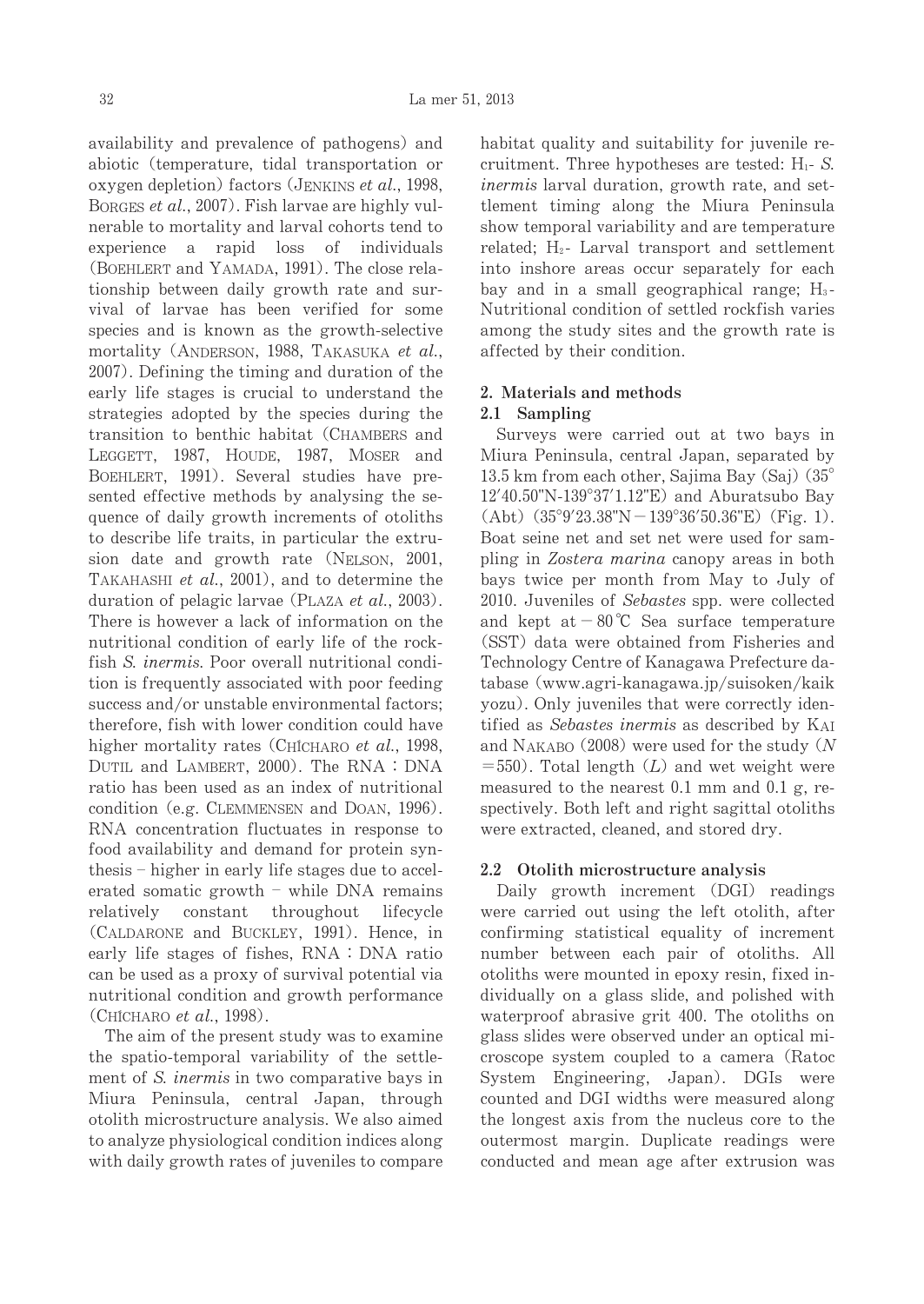availability and prevalence of pathogens) and abiotic (temperature, tidal transportation or oxygen depletion) factors (JENKINS *et al.*, 1998, BORGES *et al.*, 2007). Fish larvae are highly vulnerable to mortality and larval cohorts tend to experience a rapid loss of individuals (BOEHLERT and YAMADA, 1991). The close relationship between daily growth rate and survival of larvae has been verified for some species and is known as the growth-selective mortality (ANDERSON, 1988, TAKASUKA *et al.*, 2007). Defining the timing and duration of the early life stages is crucial to understand the strategies adopted by the species during the transition to benthic habitat (CHAMBERS and LEGGETT, 1987, HOUDE, 1987, MOSER and BOEHLERT, 1991). Several studies have presented effective methods by analysing the sequence of daily growth increments of otoliths to describe life traits, in particular the extrusion date and growth rate (NELSON, 2001, TAKAHASHI *et al.*, 2001), and to determine the duration of pelagic larvae (PLAZA *et al.*, 2003). There is however a lack of information on the nutritional condition of early life of the rockfish *S. inermis*. Poor overall nutritional condition is frequently associated with poor feeding success and/or unstable environmental factors; therefore, fish with lower condition could have higher mortality rates (CHÍCHARO *et al.*, 1998, DUTIL and LAMBERT, 2000). The RNA : DNA ratio has been used as an index of nutritional condition (e.g. CLEMMENSEN and DOAN, 1996). RNA concentration fluctuates in response to food availability and demand for protein synthesis – higher in early life stages due to accelerated somatic growth – while DNA remains relatively constant throughout lifecycle (CALDARONE and BUCKLEY, 1991). Hence, in early life stages of fishes, RNA : DNA ratio can be used as a proxy of survival potential via nutritional condition and growth performance (CHÍCHARO *et al.*, 1998).

The aim of the present study was to examine the spatio-temporal variability of the settlement of *S. inermis* in two comparative bays in Miura Peninsula, central Japan, through otolith microstructure analysis. We also aimed to analyze physiological condition indices along with daily growth rates of juveniles to compare habitat quality and suitability for juvenile recruitment. Three hypotheses are tested: $H_1$- *S. inermis* larval duration, growth rate, and settlement timing along the Miura Peninsula show temporal variability and are temperature related; $H_2$- Larval transport and settlement into inshore areas occur separately for each bay and in a small geographical range; $H_3$- Nutritional condition of settled rockfish varies among the study sites and the growth rate is affected by their condition.

## 2. Materials and methods

### 2.1 Sampling

Surveys were carried out at two bays in Miura Peninsula, central Japan, separated by 13.5 km from each other, Sajima Bay (Saj) (35°12′40.50"N-139°37′1.12"E) and Aburatsubo Bay (Abt) (35°9′23.38"N－139°36′50.36"E) (Fig. 1). Boat seine net and set net were used for sampling in *Zostera marina* canopy areas in both bays twice per month from May to July of 2010. Juveniles of *Sebastes* spp. were collected and kept at －80℃ Sea surface temperature (SST) data were obtained from Fisheries and Technology Centre of Kanagawa Prefecture database (www.agri-kanagawa.jp/suisoken/kaikyozu). Only juveniles that were correctly identified as *Sebastes inermis* as described by KAI and NAKABO (2008) were used for the study ($N$ =550). Total length ($L$) and wet weight were measured to the nearest 0.1 mm and 0.1 g, respectively. Both left and right sagittal otoliths were extracted, cleaned, and stored dry.

### 2.2 Otolith microstructure analysis

Daily growth increment (DGI) readings were carried out using the left otolith, after confirming statistical equality of increment number between each pair of otoliths. All otoliths were mounted in epoxy resin, fixed individually on a glass slide, and polished with waterproof abrasive grit 400. The otoliths on glass slides were observed under an optical microscope system coupled to a camera (Ratoc System Engineering, Japan). DGIs were counted and DGI widths were measured along the longest axis from the nucleus core to the outermost margin. Duplicate readings were conducted and mean age after extrusion was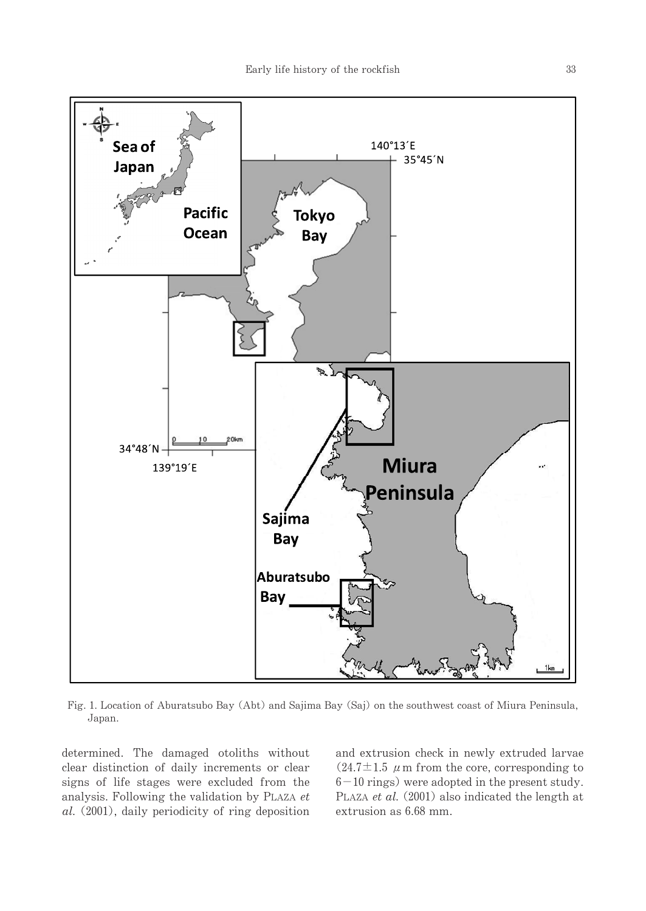Fig. 1. Location of Aburatsubo Bay (Abt) and Sajima Bay (Saj) on the southwest coast of Miura Peninsula, Japan.

determined. The damaged otoliths without clear distinction of daily increments or clear signs of life stages were excluded from the analysis. Following the validation by PLAZA *et al.* (2001), daily periodicity of ring deposition and extrusion check in newly extruded larvae (24.7±1.5 $\mu$m from the core, corresponding to 6−10 rings) were adopted in the present study. PLAZA *et al.* (2001) also indicated the length at extrusion as 6.68 mm.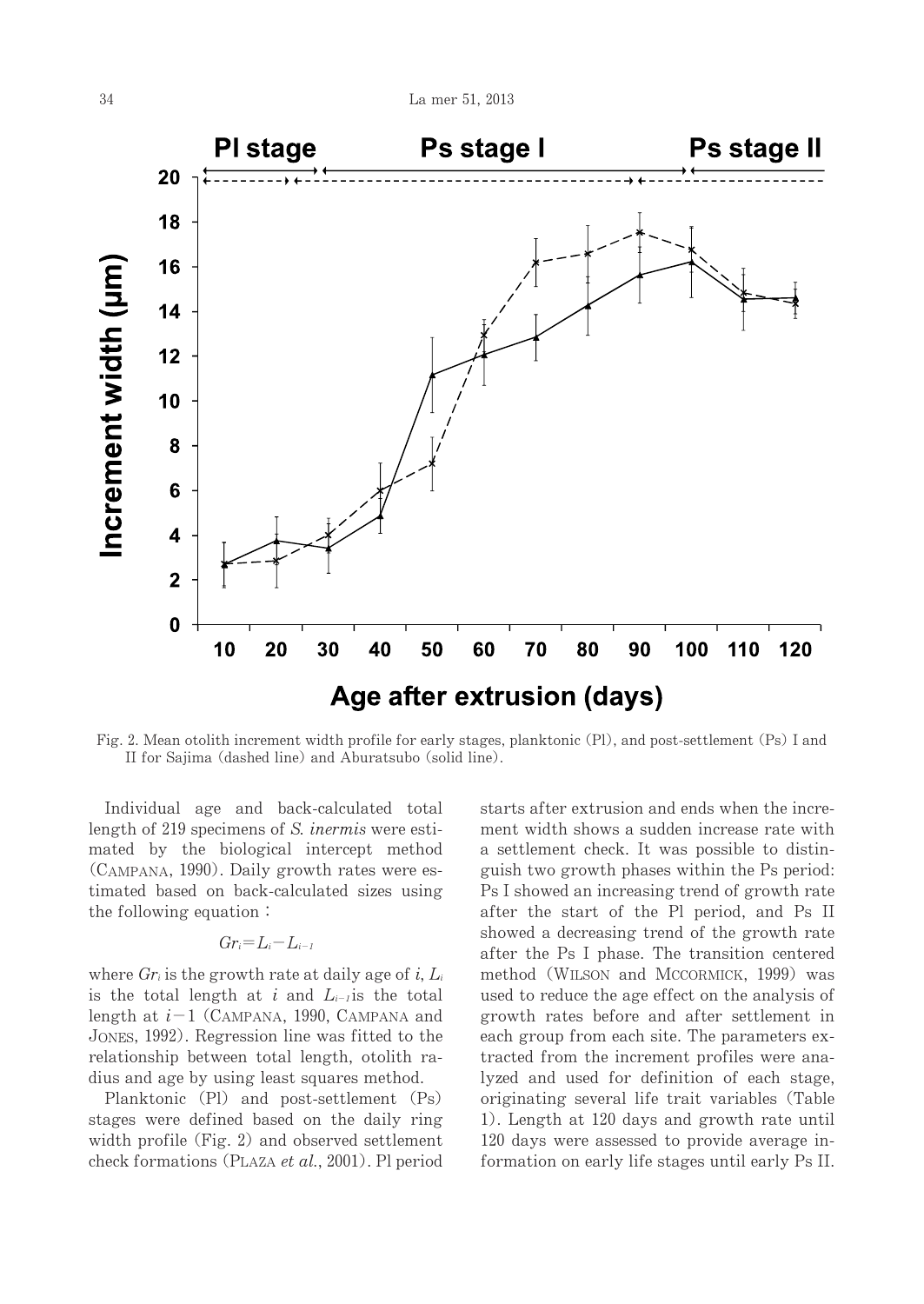Fig. 2. Mean otolith increment width profile for early stages, planktonic (Pl), and post-settlement (Ps) I and II for Sajima (dashed line) and Aburatsubo (solid line).

Individual age and back-calculated total length of 219 specimens of *S. inermis* were estimated by the biological intercept method (Campana, 1990). Daily growth rates were estimated based on back-calculated sizes using the following equation:

$$Gr_i = L_i - L_{i-1}$$

where $Gr_i$ is the growth rate at daily age of $i$, $L_i$ is the total length at $i$ and $L_{i-1}$ is the total length at $i-1$ (Campana, 1990, Campana and Jones, 1992). Regression line was fitted to the relationship between total length, otolith radius and age by using least squares method.

Planktonic (Pl) and post-settlement (Ps) stages were defined based on the daily ring width profile (Fig. 2) and observed settlement check formations (Plaza *et al.*, 2001). Pl period starts after extrusion and ends when the increment width shows a sudden increase rate with a settlement check. It was possible to distinguish two growth phases within the Ps period: Ps I showed an increasing trend of growth rate after the start of the Pl period, and Ps II showed a decreasing trend of the growth rate after the Ps I phase. The transition centered method (Wilson and McCormick, 1999) was used to reduce the age effect on the analysis of growth rates before and after settlement in each group from each site. The parameters extracted from the increment profiles were analyzed and used for definition of each stage, originating several life trait variables (Table 1). Length at 120 days and growth rate until 120 days were assessed to provide average information on early life stages until early Ps II.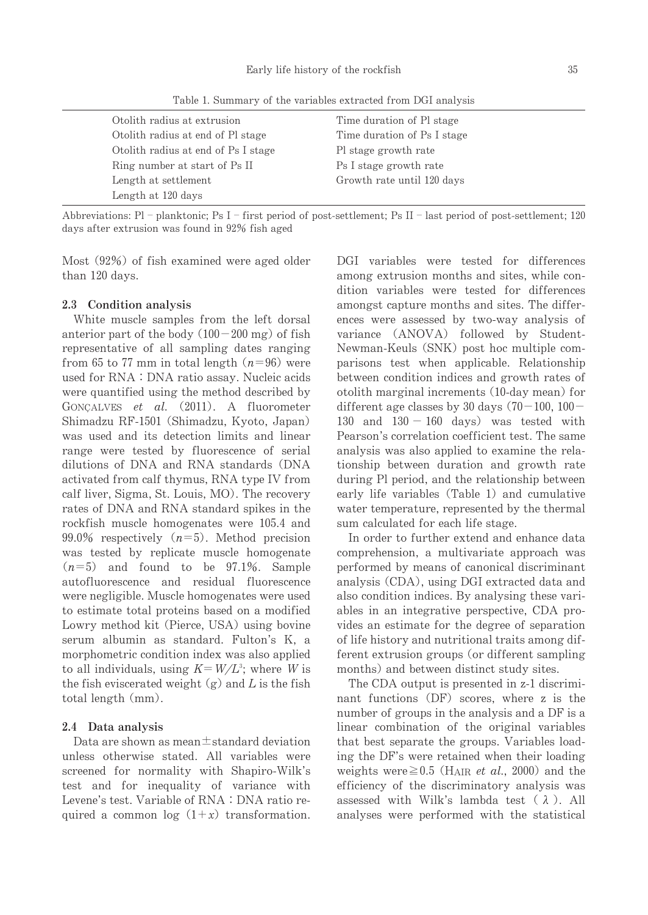Table 1. Summary of the variables extracted from DGI analysis

| | |
|---|---|
| Otolith radius at extrusion | Time duration of Pl stage |
| Otolith radius at end of Pl stage | Time duration of Ps I stage |
| Otolith radius at end of Ps I stage | Pl stage growth rate |
| Ring number at start of Ps II | Ps I stage growth rate |
| Length at settlement | Growth rate until 120 days |
| Length at 120 days | |

Abbreviations: Pl – planktonic; Ps I – first period of post-settlement; Ps II – last period of post-settlement; 120 days after extrusion was found in 92% fish aged

Most (92%) of fish examined were aged older than 120 days.

### 2.3 Condition analysis

White muscle samples from the left dorsal anterior part of the body (100–200 mg) of fish representative of all sampling dates ranging from 65 to 77 mm in total length ($n$=96) were used for RNA：DNA ratio assay. Nucleic acids were quantified using the method described by GONÇALVES *et al.* (2011). A fluorometer Shimadzu RF-1501 (Shimadzu, Kyoto, Japan) was used and its detection limits and linear range were tested by fluorescence of serial dilutions of DNA and RNA standards (DNA activated from calf thymus, RNA type IV from calf liver, Sigma, St. Louis, MO). The recovery rates of DNA and RNA standard spikes in the rockfish muscle homogenates were 105.4 and 99.0% respectively ($n$=5). Method precision was tested by replicate muscle homogenate ($n$=5) and found to be 97.1%. Sample autofluorescence and residual fluorescence were negligible. Muscle homogenates were used to estimate total proteins based on a modified Lowry method kit (Pierce, USA) using bovine serum albumin as standard. Fulton's K, a morphometric condition index was also applied to all individuals, using $K = W/L^3$; where $W$ is the fish eviscerated weight (g) and $L$ is the fish total length (mm).

### 2.4 Data analysis

Data are shown as mean±standard deviation unless otherwise stated. All variables were screened for normality with Shapiro-Wilk's test and for inequality of variance with Levene's test. Variable of RNA：DNA ratio required a common log $(1+x)$ transformation. DGI variables were tested for differences among extrusion months and sites, while condition variables were tested for differences amongst capture months and sites. The differences were assessed by two-way analysis of variance (ANOVA) followed by Student-Newman-Keuls (SNK) post hoc multiple comparisons test when applicable. Relationship between condition indices and growth rates of otolith marginal increments (10-day mean) for different age classes by 30 days (70–100, 100–130 and 130 – 160 days) was tested with Pearson's correlation coefficient test. The same analysis was also applied to examine the relationship between duration and growth rate during Pl period, and the relationship between early life variables (Table 1) and cumulative water temperature, represented by the thermal sum calculated for each life stage.

In order to further extend and enhance data comprehension, a multivariate approach was performed by means of canonical discriminant analysis (CDA), using DGI extracted data and also condition indices. By analysing these variables in an integrative perspective, CDA provides an estimate for the degree of separation of life history and nutritional traits among different extrusion groups (or different sampling months) and between distinct study sites.

The CDA output is presented in z-1 discriminant functions (DF) scores, where z is the number of groups in the analysis and a DF is a linear combination of the original variables that best separate the groups. Variables loading the DF's were retained when their loading weights were$\geqq$0.5 (HAIR *et al.*, 2000) and the efficiency of the discriminatory analysis was assessed with Wilk's lambda test ($\lambda$). All analyses were performed with the statistical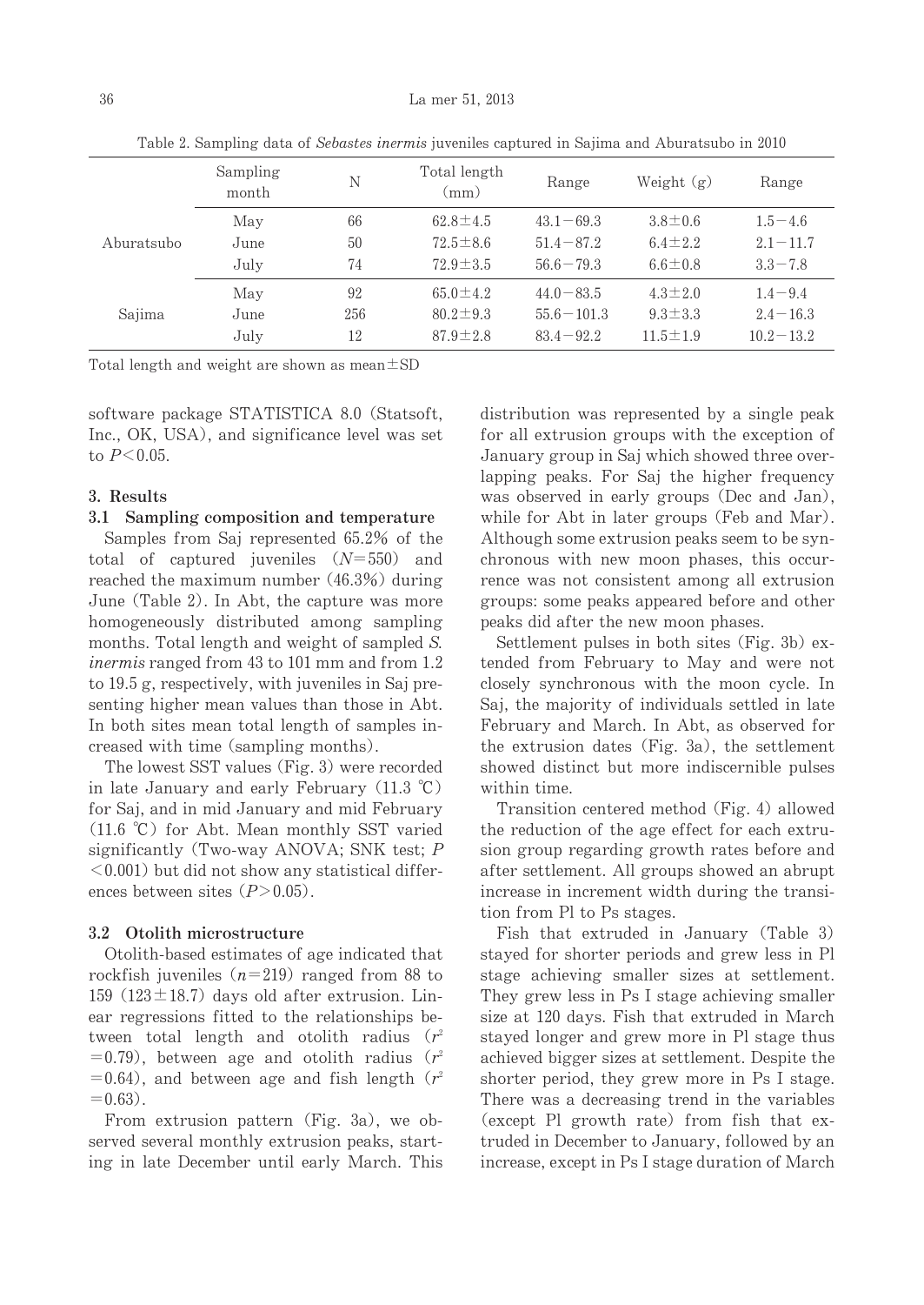Table 2. Sampling data of *Sebastes inermis* juveniles captured in Sajima and Aburatsubo in 2010

| | Sampling month | N | Total length (mm) | Range | Weight (g) | Range |
|---|---|---|---|---|---|---|
| Aburatsubo | May | 66 | 62.8±4.5 | 43.1−69.3 | 3.8±0.6 | 1.5−4.6 |
| | June | 50 | 72.5±8.6 | 51.4−87.2 | 6.4±2.2 | 2.1−11.7 |
| | July | 74 | 72.9±3.5 | 56.6−79.3 | 6.6±0.8 | 3.3−7.8 |
| Sajima | May | 92 | 65.0±4.2 | 44.0−83.5 | 4.3±2.0 | 1.4−9.4 |
| | June | 256 | 80.2±9.3 | 55.6−101.3 | 9.3±3.3 | 2.4−16.3 |
| | July | 12 | 87.9±2.8 | 83.4−92.2 | 11.5±1.9 | 10.2−13.2 |

Total length and weight are shown as mean±SD

software package STATISTICA 8.0 (Statsoft, Inc., OK, USA), and significance level was set to $P<0.05$.

## 3. Results

### 3.1 Sampling composition and temperature

Samples from Saj represented 65.2% of the total of captured juveniles ($N=550$) and reached the maximum number (46.3%) during June (Table 2). In Abt, the capture was more homogeneously distributed among sampling months. Total length and weight of sampled *S. inermis* ranged from 43 to 101 mm and from 1.2 to 19.5 g, respectively, with juveniles in Saj presenting higher mean values than those in Abt. In both sites mean total length of samples increased with time (sampling months).

The lowest SST values (Fig. 3) were recorded in late January and early February (11.3 ℃) for Saj, and in mid January and mid February (11.6 ℃) for Abt. Mean monthly SST varied significantly (Two-way ANOVA; SNK test; $P<0.001$) but did not show any statistical differences between sites ($P>0.05$).

### 3.2 Otolith microstructure

Otolith-based estimates of age indicated that rockfish juveniles ($n=219$) ranged from 88 to 159 (123±18.7) days old after extrusion. Linear regressions fitted to the relationships between total length and otolith radius ($r^2=0.79$), between age and otolith radius ($r^2=0.64$), and between age and fish length ($r^2=0.63$).

From extrusion pattern (Fig. 3a), we observed several monthly extrusion peaks, starting in late December until early March. This distribution was represented by a single peak for all extrusion groups with the exception of January group in Saj which showed three overlapping peaks. For Saj the higher frequency was observed in early groups (Dec and Jan), while for Abt in later groups (Feb and Mar). Although some extrusion peaks seem to be synchronous with new moon phases, this occurrence was not consistent among all extrusion groups: some peaks appeared before and other peaks did after the new moon phases.

Settlement pulses in both sites (Fig. 3b) extended from February to May and were not closely synchronous with the moon cycle. In Saj, the majority of individuals settled in late February and March. In Abt, as observed for the extrusion dates (Fig. 3a), the settlement showed distinct but more indiscernible pulses within time.

Transition centered method (Fig. 4) allowed the reduction of the age effect for each extrusion group regarding growth rates before and after settlement. All groups showed an abrupt increase in increment width during the transition from Pl to Ps stages.

Fish that extruded in January (Table 3) stayed for shorter periods and grew less in Pl stage achieving smaller sizes at settlement. They grew less in Ps I stage achieving smaller size at 120 days. Fish that extruded in March stayed longer and grew more in Pl stage thus achieved bigger sizes at settlement. Despite the shorter period, they grew more in Ps I stage. There was a decreasing trend in the variables (except Pl growth rate) from fish that extruded in December to January, followed by an increase, except in Ps I stage duration of March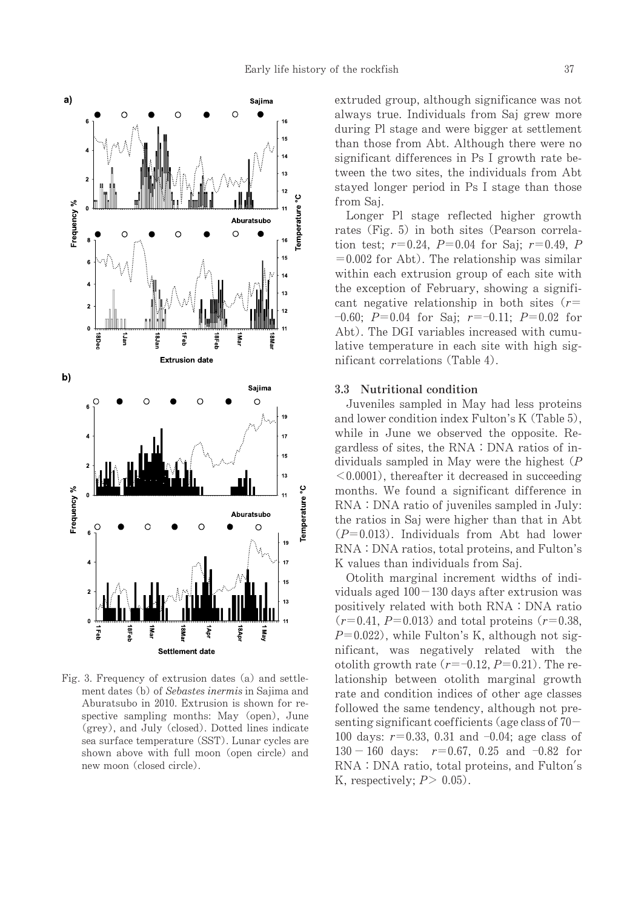Fig. 3. Frequency of extrusion dates (a) and settlement dates (b) of *Sebastes inermis* in Sajima and Aburatsubo in 2010. Extrusion is shown for respective sampling months: May (open), June (grey), and July (closed). Dotted lines indicate sea surface temperature (SST). Lunar cycles are shown above with full moon (open circle) and new moon (closed circle).

extruded group, although significance was not always true. Individuals from Saj grew more during Pl stage and were bigger at settlement than those from Abt. Although there were no significant differences in Ps I growth rate between the two sites, the individuals from Abt stayed longer period in Ps I stage than those from Saj.

Longer Pl stage reflected higher growth rates (Fig. 5) in both sites (Pearson correlation test; $r=0.24$, $P=0.04$ for Saj; $r=0.49$, $P=0.002$ for Abt). The relationship was similar within each extrusion group of each site with the exception of February, showing a significant negative relationship in both sites ($r=-0.60$; $P=0.04$ for Saj; $r=-0.11$; $P=0.02$ for Abt). The DGI variables increased with cumulative temperature in each site with high significant correlations (Table 4).

### 3.3 Nutritional condition

Juveniles sampled in May had less proteins and lower condition index Fulton's K (Table 5), while in June we observed the opposite. Regardless of sites, the RNA : DNA ratios of individuals sampled in May were the highest ($P<0.0001$), thereafter it decreased in succeeding months. We found a significant difference in RNA : DNA ratio of juveniles sampled in July: the ratios in Saj were higher than that in Abt ($P=0.013$). Individuals from Abt had lower RNA : DNA ratios, total proteins, and Fulton's K values than individuals from Saj.

Otolith marginal increment widths of individuals aged 100−130 days after extrusion was positively related with both RNA : DNA ratio ($r=0.41$, $P=0.013$) and total proteins ($r=0.38$, $P=0.022$), while Fulton's K, although not significant, was negatively related with the otolith growth rate ($r=-0.12$, $P=0.21$). The relationship between otolith marginal growth rate and condition indices of other age classes followed the same tendency, although not presenting significant coefficients (age class of 70−100 days: $r=0.33$, 0.31 and −0.04; age class of 130−160 days: $r=0.67$, 0.25 and −0.82 for RNA : DNA ratio, total proteins, and Fulton's K, respectively; $P>0.05$).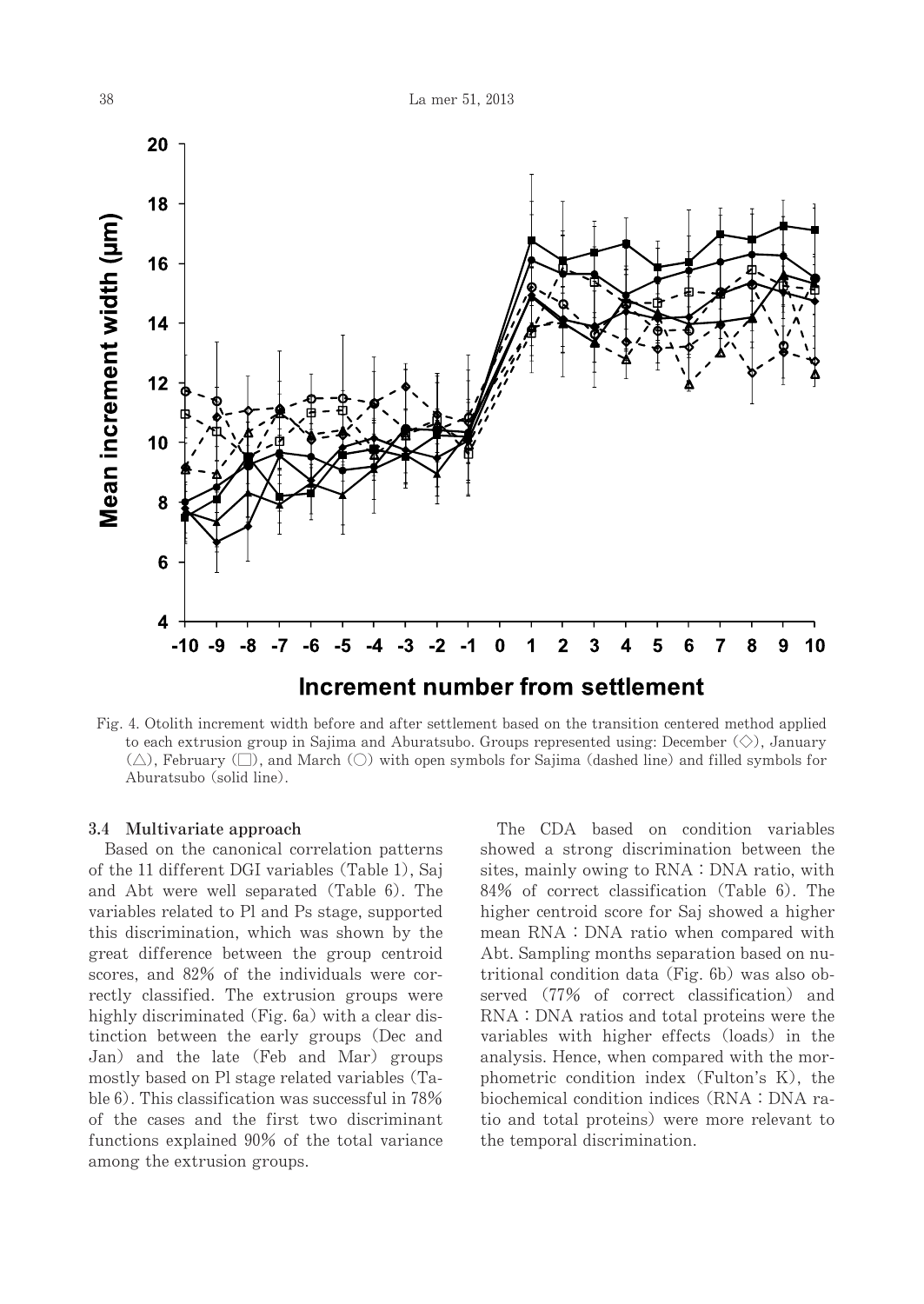Fig. 4. Otolith increment width before and after settlement based on the transition centered method applied to each extrusion group in Sajima and Aburatsubo. Groups represented using: December (◇), January (△), February (□), and March (○) with open symbols for Sajima (dashed line) and filled symbols for Aburatsubo (solid line).

### 3.4 Multivariate approach

Based on the canonical correlation patterns of the 11 different DGI variables (Table 1), Saj and Abt were well separated (Table 6). The variables related to Pl and Ps stage, supported this discrimination, which was shown by the great difference between the group centroid scores, and 82% of the individuals were correctly classified. The extrusion groups were highly discriminated (Fig. 6a) with a clear distinction between the early groups (Dec and Jan) and the late (Feb and Mar) groups mostly based on Pl stage related variables (Table 6). This classification was successful in 78% of the cases and the first two discriminant functions explained 90% of the total variance among the extrusion groups.

The CDA based on condition variables showed a strong discrimination between the sites, mainly owing to RNA : DNA ratio, with 84% of correct classification (Table 6). The higher centroid score for Saj showed a higher mean RNA : DNA ratio when compared with Abt. Sampling months separation based on nutritional condition data (Fig. 6b) was also observed (77% of correct classification) and RNA : DNA ratios and total proteins were the variables with higher effects (loads) in the analysis. Hence, when compared with the morphometric condition index (Fulton's K), the biochemical condition indices (RNA : DNA ratio and total proteins) were more relevant to the temporal discrimination.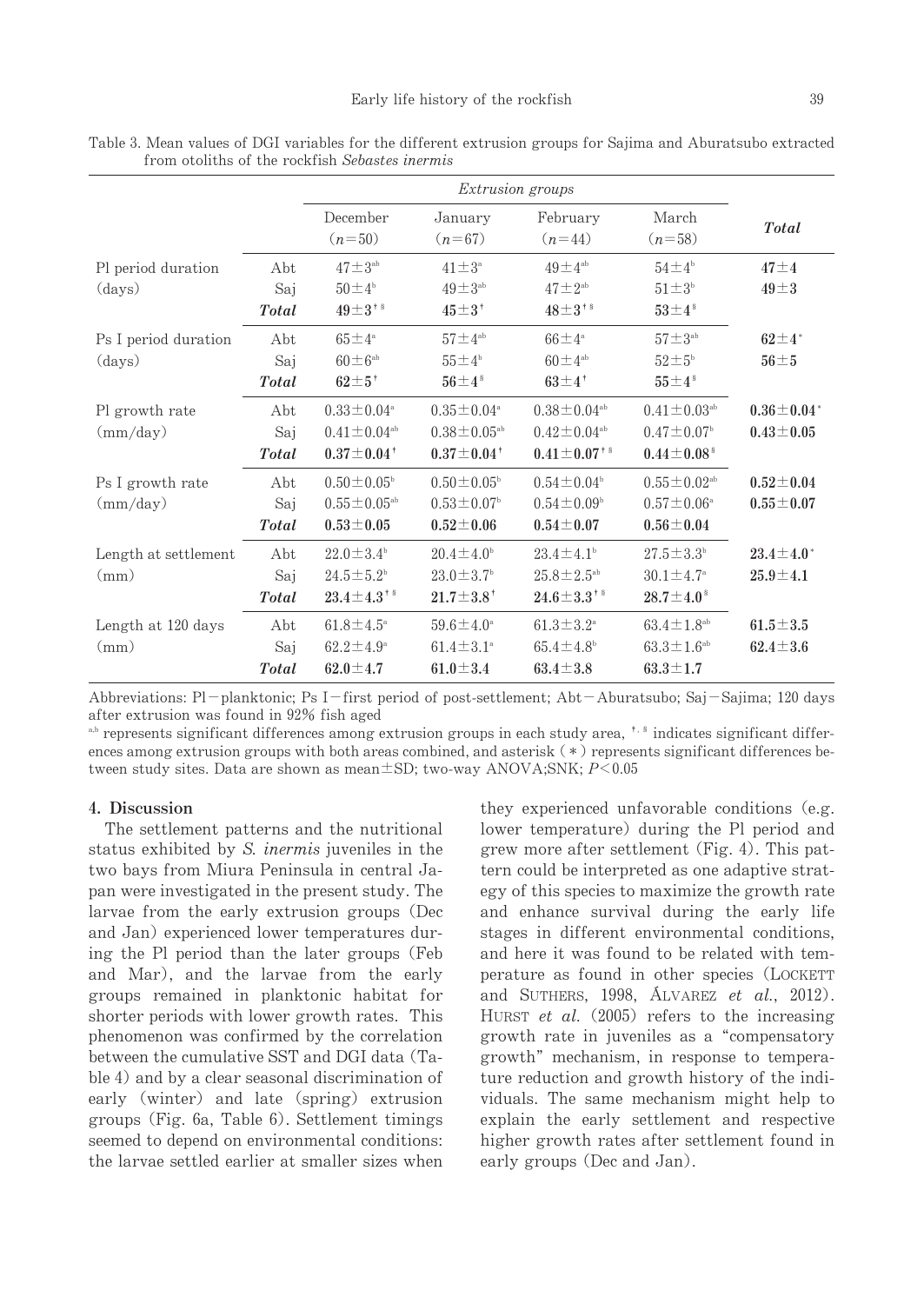Table 3. Mean values of DGI variables for the different extrusion groups for Sajima and Aburatsubo extracted from otoliths of the rockfish *Sebastes inermis*

| | | *Extrusion groups* | | | | |
|---|---|---|---|---|---|---|
| | | December (n=50) | January (n=67) | February (n=44) | March (n=58) | ***Total*** |
| Pl period duration (days) | Abt | $47\pm3^{ab}$ | $41\pm3^{a}$ | $49\pm4^{ab}$ | $54\pm4^{b}$ | **47±4** |
| | Saj | $50\pm4^{b}$ | $49\pm3^{ab}$ | $47\pm2^{ab}$ | $51\pm3^{b}$ | **49±3** |
| | ***Total*** | $\mathbf{49\pm3}^{\dagger\S}$ | $\mathbf{45\pm3}^{\dagger}$ | $\mathbf{48\pm3}^{\dagger\S}$ | $\mathbf{53\pm4}^{\S}$ | |
| Ps I period duration (days) | Abt | $65\pm4^{a}$ | $57\pm4^{ab}$ | $66\pm4^{a}$ | $57\pm3^{ab}$ | $\mathbf{62\pm4}^{*}$ |
| | Saj | $60\pm6^{ab}$ | $55\pm4^{b}$ | $60\pm4^{ab}$ | $52\pm5^{b}$ | **56±5** |
| | ***Total*** | $\mathbf{62\pm5}^{\dagger}$ | $\mathbf{56\pm4}^{\S}$ | $\mathbf{63\pm4}^{\dagger}$ | $\mathbf{55\pm4}^{\S}$ | |
| Pl growth rate (mm/day) | Abt | $0.33\pm0.04^{a}$ | $0.35\pm0.04^{a}$ | $0.38\pm0.04^{ab}$ | $0.41\pm0.03^{ab}$ | $\mathbf{0.36\pm0.04}^{*}$ |
| | Saj | $0.41\pm0.04^{ab}$ | $0.38\pm0.05^{ab}$ | $0.42\pm0.04^{ab}$ | $0.47\pm0.07^{b}$ | **0.43±0.05** |
| | ***Total*** | $\mathbf{0.37\pm0.04}^{\dagger}$ | $\mathbf{0.37\pm0.04}^{\dagger}$ | $\mathbf{0.41\pm0.07}^{\dagger\S}$ | $\mathbf{0.44\pm0.08}^{\S}$ | |
| Ps I growth rate (mm/day) | Abt | $0.50\pm0.05^{b}$ | $0.50\pm0.05^{b}$ | $0.54\pm0.04^{b}$ | $0.55\pm0.02^{ab}$ | **0.52±0.04** |
| | Saj | $0.55\pm0.05^{ab}$ | $0.53\pm0.07^{b}$ | $0.54\pm0.09^{b}$ | $0.57\pm0.06^{a}$ | **0.55±0.07** |
| | ***Total*** | **0.53±0.05** | **0.52±0.06** | **0.54±0.07** | **0.56±0.04** | |
| Length at settlement (mm) | Abt | $22.0\pm3.4^{b}$ | $20.4\pm4.0^{b}$ | $23.4\pm4.1^{b}$ | $27.5\pm3.3^{b}$ | $\mathbf{23.4\pm4.0}^{*}$ |
| | Saj | $24.5\pm5.2^{b}$ | $23.0\pm3.7^{b}$ | $25.8\pm2.5^{ab}$ | $30.1\pm4.7^{a}$ | **25.9±4.1** |
| | ***Total*** | $\mathbf{23.4\pm4.3}^{\dagger\S}$ | $\mathbf{21.7\pm3.8}^{\dagger}$ | $\mathbf{24.6\pm3.3}^{\dagger\S}$ | $\mathbf{28.7\pm4.0}^{\S}$ | |
| Length at 120 days (mm) | Abt | $61.8\pm4.5^{a}$ | $59.6\pm4.0^{a}$ | $61.3\pm3.2^{a}$ | $63.4\pm1.8^{ab}$ | **61.5±3.5** |
| | Saj | $62.2\pm4.9^{a}$ | $61.4\pm3.1^{a}$ | $65.4\pm4.8^{b}$ | $63.3\pm1.6^{ab}$ | **62.4±3.6** |
| | ***Total*** | **62.0±4.7** | **61.0±3.4** | **63.4±3.8** | **63.3±1.7** | |

Abbreviations: Pl−planktonic; Ps I−first period of post-settlement; Abt−Aburatsubo; Saj−Sajima; 120 days after extrusion was found in 92% fish aged

a,b represents significant differences among extrusion groups in each study area, †, § indicates significant differences among extrusion groups with both areas combined, and asterisk (*) represents significant differences between study sites. Data are shown as mean±SD; two-way ANOVA;SNK; $P<0.05$

## 4. Discussion

The settlement patterns and the nutritional status exhibited by *S. inermis* juveniles in the two bays from Miura Peninsula in central Japan were investigated in the present study. The larvae from the early extrusion groups (Dec and Jan) experienced lower temperatures during the Pl period than the later groups (Feb and Mar), and the larvae from the early groups remained in planktonic habitat for shorter periods with lower growth rates. This phenomenon was confirmed by the correlation between the cumulative SST and DGI data (Table 4) and by a clear seasonal discrimination of early (winter) and late (spring) extrusion groups (Fig. 6a, Table 6). Settlement timings seemed to depend on environmental conditions: the larvae settled earlier at smaller sizes when they experienced unfavorable conditions (e.g. lower temperature) during the Pl period and grew more after settlement (Fig. 4). This pattern could be interpreted as one adaptive strategy of this species to maximize the growth rate and enhance survival during the early life stages in different environmental conditions, and here it was found to be related with temperature as found in other species (Lockett and Suthers, 1998, Álvarez *et al*., 2012). Hurst *et al*. (2005) refers to the increasing growth rate in juveniles as a "compensatory growth" mechanism, in response to temperature reduction and growth history of the individuals. The same mechanism might help to explain the early settlement and respective higher growth rates after settlement found in early groups (Dec and Jan).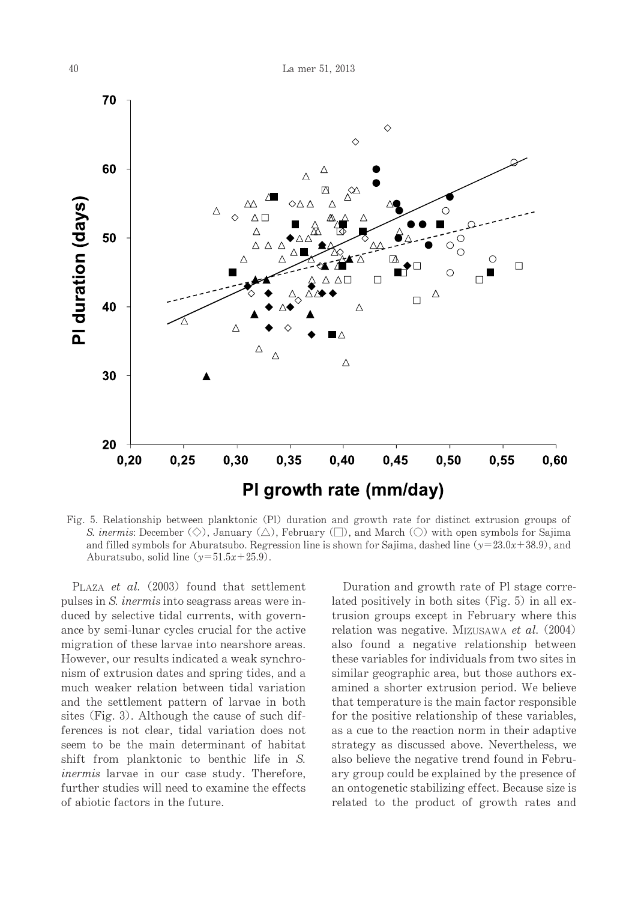Fig. 5. Relationship between planktonic (Pl) duration and growth rate for distinct extrusion groups of *S. inermis*: December (◇), January (△), February (□), and March (○) with open symbols for Sajima and filled symbols for Aburatsubo. Regression line is shown for Sajima, dashed line ($y=23.0x+38.9$), and Aburatsubo, solid line ($y=51.5x+25.9$).

Plaza *et al.* (2003) found that settlement pulses in *S. inermis* into seagrass areas were induced by selective tidal currents, with governance by semi-lunar cycles crucial for the active migration of these larvae into nearshore areas. However, our results indicated a weak synchronism of extrusion dates and spring tides, and a much weaker relation between tidal variation and the settlement pattern of larvae in both sites (Fig. 3). Although the cause of such differences is not clear, tidal variation does not seem to be the main determinant of habitat shift from planktonic to benthic life in *S. inermis* larvae in our case study. Therefore, further studies will need to examine the effects of abiotic factors in the future.

Duration and growth rate of Pl stage correlated positively in both sites (Fig. 5) in all extrusion groups except in February where this relation was negative. Mizusawa *et al.* (2004) also found a negative relationship between these variables for individuals from two sites in similar geographic area, but those authors examined a shorter extrusion period. We believe that temperature is the main factor responsible for the positive relationship of these variables, as a cue to the reaction norm in their adaptive strategy as discussed above. Nevertheless, we also believe the negative trend found in February group could be explained by the presence of an ontogenetic stabilizing effect. Because size is related to the product of growth rates and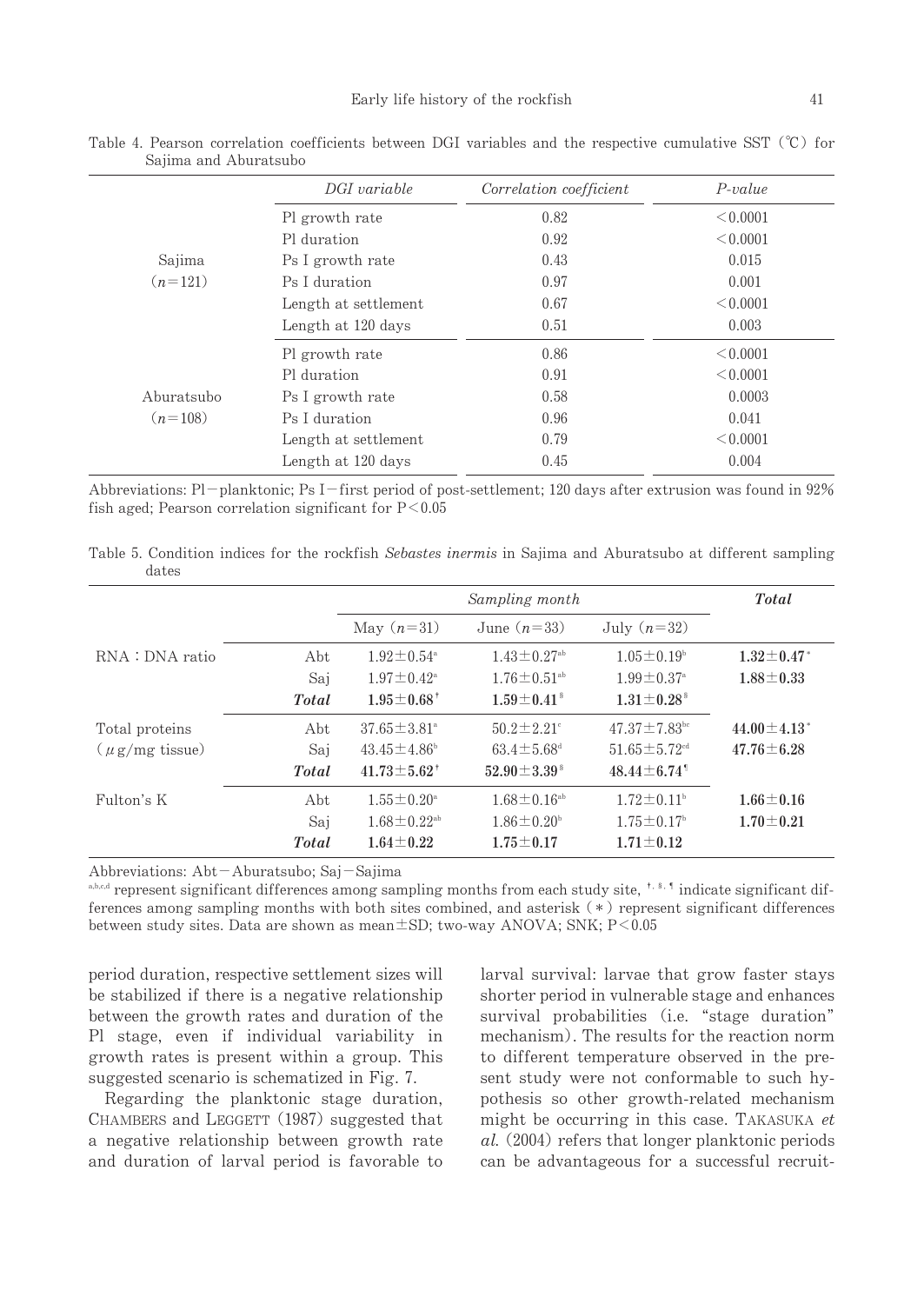Table 4. Pearson correlation coefficients between DGI variables and the respective cumulative SST (℃) for Sajima and Aburatsubo

| | *DGI variable* | *Correlation coefficient* | *P-value* |
|---|---|---|---|
| Sajima ($n$=121) | Pl growth rate | 0.82 | <0.0001 |
| | Pl duration | 0.92 | <0.0001 |
| | Ps I growth rate | 0.43 | 0.015 |
| | Ps I duration | 0.97 | 0.001 |
| | Length at settlement | 0.67 | <0.0001 |
| | Length at 120 days | 0.51 | 0.003 |
| Aburatsubo ($n$=108) | Pl growth rate | 0.86 | <0.0001 |
| | Pl duration | 0.91 | <0.0001 |
| | Ps I growth rate | 0.58 | 0.0003 |
| | Ps I duration | 0.96 | 0.041 |
| | Length at settlement | 0.79 | <0.0001 |
| | Length at 120 days | 0.45 | 0.004 |

Abbreviations: Pl−planktonic; Ps I−first period of post-settlement; 120 days after extrusion was found in 92% fish aged; Pearson correlation significant for P<0.05

Table 5. Condition indices for the rockfish *Sebastes inermis* in Sajima and Aburatsubo at different sampling dates

| | | *Sampling month* | | | ***Total*** |
|---|---|---|---|---|---|
| | | May ($n$=31) | June ($n$=33) | July ($n$=32) | |
| RNA : DNA ratio | Abt | 1.92±0.54[a] | 1.43±0.27[ab] | 1.05±0.19[b] | **1.32±0.47*** |
| | Saj | 1.97±0.42[a] | 1.76±0.51[ab] | 1.99±0.37[a] | **1.88±0.33** |
| | ***Total*** | **1.95±0.68**[†] | **1.59±0.41**[§] | **1.31±0.28**[§] | |
| Total proteins (μg/mg tissue) | Abt | 37.65±3.81[a] | 50.2±2.21[c] | 47.37±7.83[bc] | **44.00±4.13*** |
| | Saj | 43.45±4.86[b] | 63.4±5.68[d] | 51.65±5.72[cd] | **47.76±6.28** |
| | ***Total*** | **41.73±5.62**[†] | **52.90±3.39**[§] | **48.44±6.74**[¶] | |
| Fulton's K | Abt | 1.55±0.20[a] | 1.68±0.16[ab] | 1.72±0.11[b] | **1.66±0.16** |
| | Saj | 1.68±0.22[ab] | 1.86±0.20[b] | 1.75±0.17[b] | **1.70±0.21** |
| | ***Total*** | **1.64±0.22** | **1.75±0.17** | **1.71±0.12** | |

Abbreviations: Abt−Aburatsubo; Saj−Sajima
[a,b,c,d] represent significant differences among sampling months from each study site, [†, §, ¶] indicate significant differences among sampling months with both sites combined, and asterisk (*) represent significant differences between study sites. Data are shown as mean±SD; two-way ANOVA; SNK; P<0.05

period duration, respective settlement sizes will be stabilized if there is a negative relationship between the growth rates and duration of the Pl stage, even if individual variability in growth rates is present within a group. This suggested scenario is schematized in Fig. 7.

Regarding the planktonic stage duration, Chambers and Leggett (1987) suggested that a negative relationship between growth rate and duration of larval period is favorable to larval survival: larvae that grow faster stays shorter period in vulnerable stage and enhances survival probabilities (i.e. "stage duration" mechanism). The results for the reaction norm to different temperature observed in the present study were not conformable to such hypothesis so other growth-related mechanism might be occurring in this case. Takasuka *et al.* (2004) refers that longer planktonic periods can be advantageous for a successful recruit-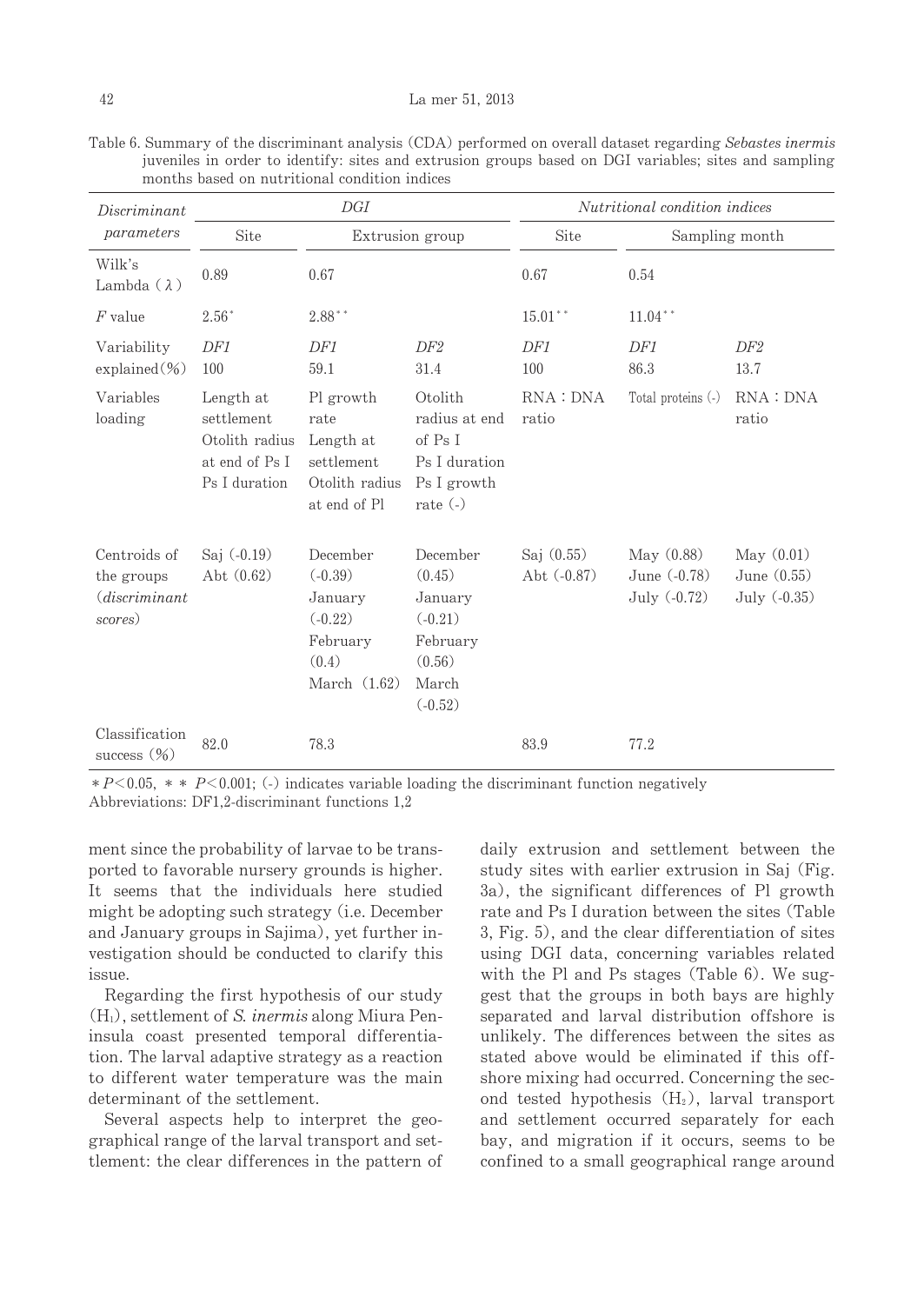Table 6. Summary of the discriminant analysis (CDA) performed on overall dataset regarding *Sebastes inermis* juveniles in order to identify: sites and extrusion groups based on DGI variables; sites and sampling months based on nutritional condition indices

| *Discriminant parameters* | *DGI* | | | *Nutritional condition indices* | | |
|---|---|---|---|---|---|---|
| | Site | Extrusion group | | Site | Sampling month | |
| Wilk's Lambda ($\lambda$) | 0.89 | 0.67 | | 0.67 | 0.54 | |
| *F* value | 2.56* | 2.88** | | 15.01** | 11.04** | |
| Variability explained (%) | *DF1* 100 | *DF1* 59.1 | *DF2* 31.4 | *DF1* 100 | *DF1* 86.3 | *DF2* 13.7 |
| Variables loading | Length at settlement Otolith radius at end of Ps I Ps I duration | Pl growth rate Length at settlement Otolith radius at end of Pl | Otolith radius at end of Ps I Ps I duration Ps I growth rate (-) | RNA : DNA ratio | Total proteins (-) | RNA : DNA ratio |
| Centroids of the groups (*discriminant scores*) | Saj (-0.19) Abt (0.62) | December (-0.39) January (-0.22) February (0.4) March (1.62) | December (0.45) January (-0.21) February (0.56) March (-0.52) | Saj (0.55) Abt (-0.87) | May (0.88) June (-0.78) July (-0.72) | May (0.01) June (0.55) July (-0.35) |
| Classification success (%) | 82.0 | 78.3 | | 83.9 | 77.2 | |

* $P<0.05$, ** $P<0.001$; (-) indicates variable loading the discriminant function negatively
Abbreviations: DF1,2-discriminant functions 1,2

ment since the probability of larvae to be transported to favorable nursery grounds is higher. It seems that the individuals here studied might be adopting such strategy (i.e. December and January groups in Sajima), yet further investigation should be conducted to clarify this issue.

Regarding the first hypothesis of our study ($H_1$), settlement of *S. inermis* along Miura Peninsula coast presented temporal differentiation. The larval adaptive strategy as a reaction to different water temperature was the main determinant of the settlement.

Several aspects help to interpret the geographical range of the larval transport and settlement: the clear differences in the pattern of daily extrusion and settlement between the study sites with earlier extrusion in Saj (Fig. 3a), the significant differences of Pl growth rate and Ps I duration between the sites (Table 3, Fig. 5), and the clear differentiation of sites using DGI data, concerning variables related with the Pl and Ps stages (Table 6). We suggest that the groups in both bays are highly separated and larval distribution offshore is unlikely. The differences between the sites as stated above would be eliminated if this offshore mixing had occurred. Concerning the second tested hypothesis ($H_2$), larval transport and settlement occurred separately for each bay, and migration if it occurs, seems to be confined to a small geographical range around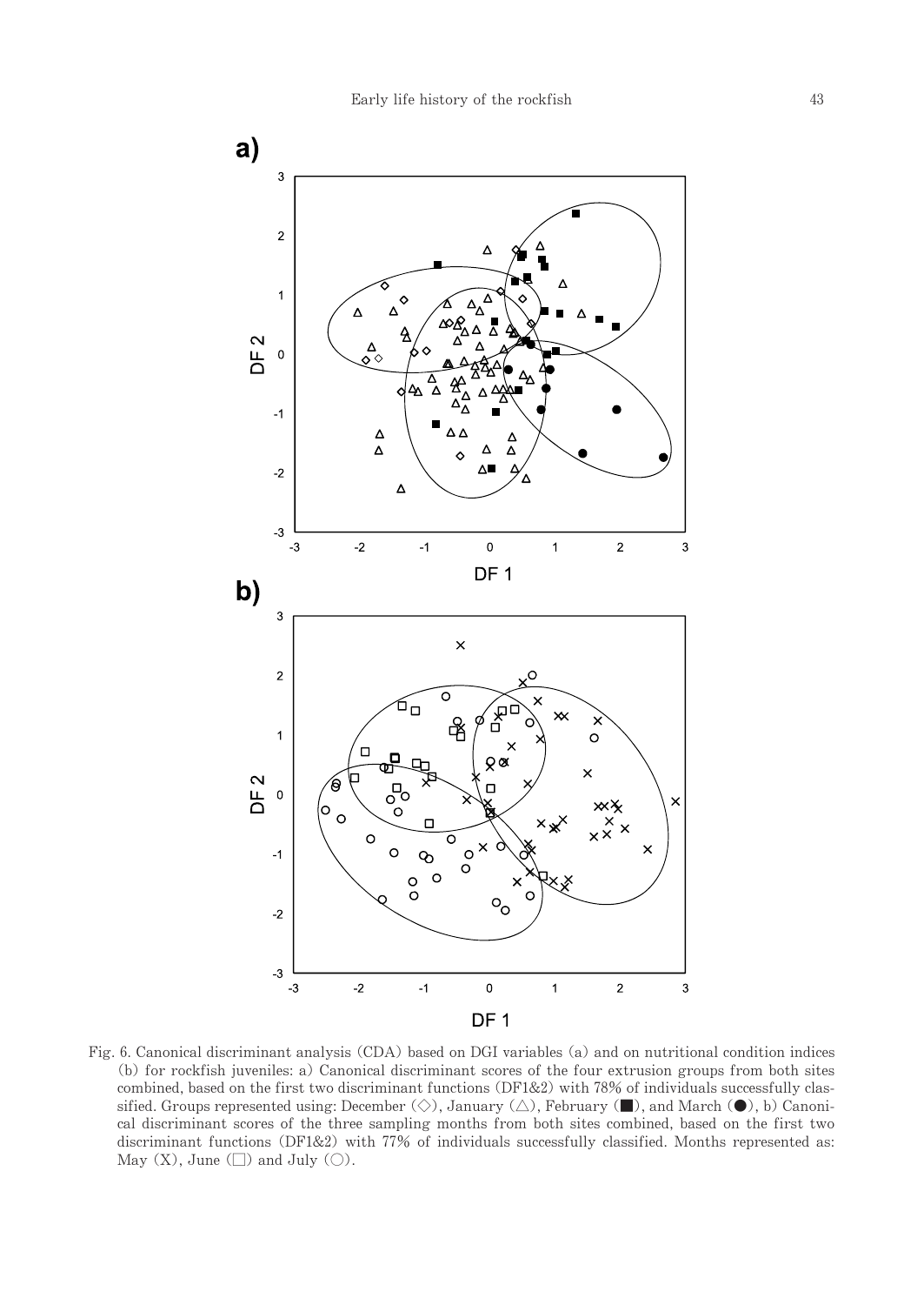Fig. 6. Canonical discriminant analysis (CDA) based on DGI variables (a) and on nutritional condition indices (b) for rockfish juveniles: a) Canonical discriminant scores of the four extrusion groups from both sites combined, based on the first two discriminant functions (DF1&2) with 78% of individuals successfully classified. Groups represented using: December (◇), January (△), February (■), and March (●), b) Canonical discriminant scores of the three sampling months from both sites combined, based on the first two discriminant functions (DF1&2) with 77% of individuals successfully classified. Months represented as: May (X), June (□) and July (○).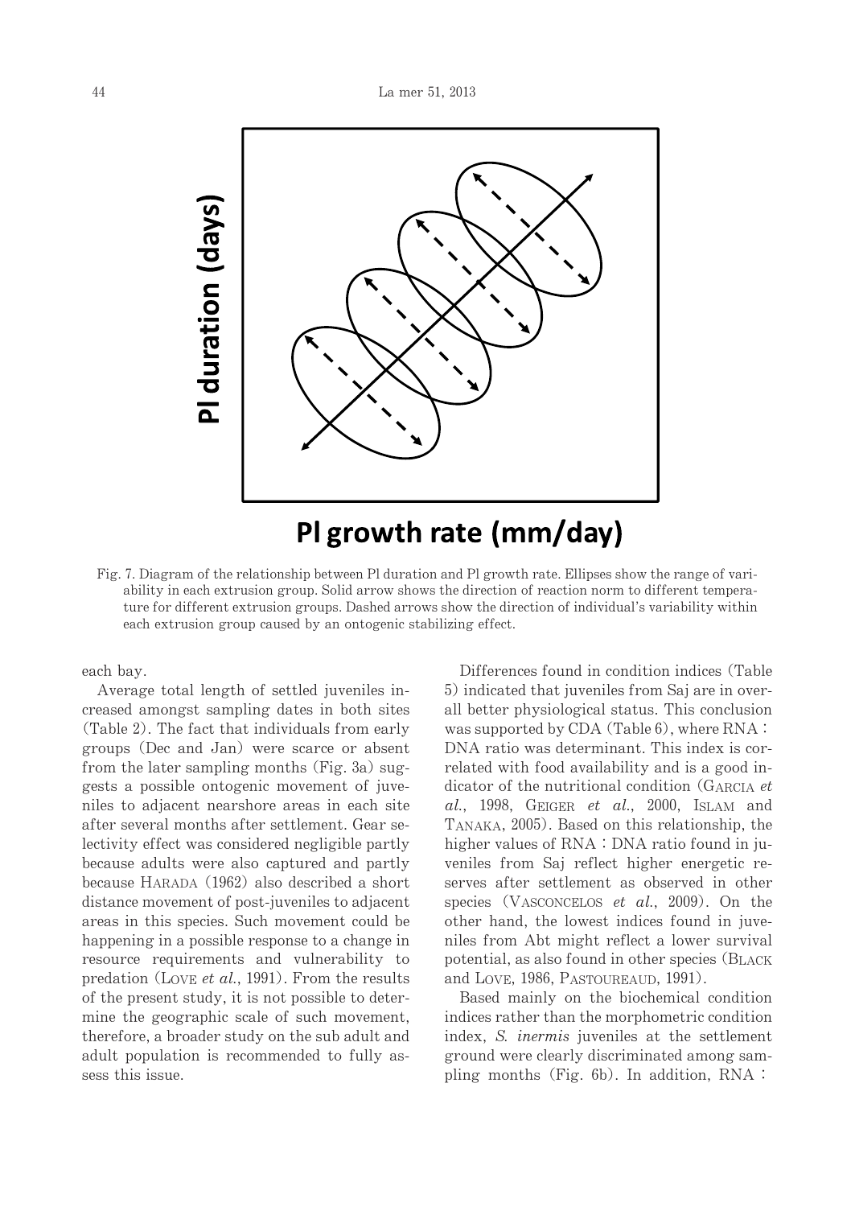Fig. 7. Diagram of the relationship between Pl duration and Pl growth rate. Ellipses show the range of variability in each extrusion group. Solid arrow shows the direction of reaction norm to different temperature for different extrusion groups. Dashed arrows show the direction of individual's variability within each extrusion group caused by an ontogenic stabilizing effect.

each bay.

Average total length of settled juveniles increased amongst sampling dates in both sites (Table 2). The fact that individuals from early groups (Dec and Jan) were scarce or absent from the later sampling months (Fig. 3a) suggests a possible ontogenic movement of juveniles to adjacent nearshore areas in each site after several months after settlement. Gear selectivity effect was considered negligible partly because adults were also captured and partly because HARADA (1962) also described a short distance movement of post-juveniles to adjacent areas in this species. Such movement could be happening in a possible response to a change in resource requirements and vulnerability to predation (LOVE *et al.*, 1991). From the results of the present study, it is not possible to determine the geographic scale of such movement, therefore, a broader study on the sub adult and adult population is recommended to fully assess this issue.

Differences found in condition indices (Table 5) indicated that juveniles from Saj are in overall better physiological status. This conclusion was supported by CDA (Table 6), where RNA : DNA ratio was determinant. This index is correlated with food availability and is a good indicator of the nutritional condition (GARCIA *et al.*, 1998, GEIGER *et al.*, 2000, ISLAM and TANAKA, 2005). Based on this relationship, the higher values of RNA : DNA ratio found in juveniles from Saj reflect higher energetic reserves after settlement as observed in other species (VASCONCELOS *et al.*, 2009). On the other hand, the lowest indices found in juveniles from Abt might reflect a lower survival potential, as also found in other species (BLACK and LOVE, 1986, PASTOUREAUD, 1991).

Based mainly on the biochemical condition indices rather than the morphometric condition index, *S. inermis* juveniles at the settlement ground were clearly discriminated among sampling months (Fig. 6b). In addition, RNA :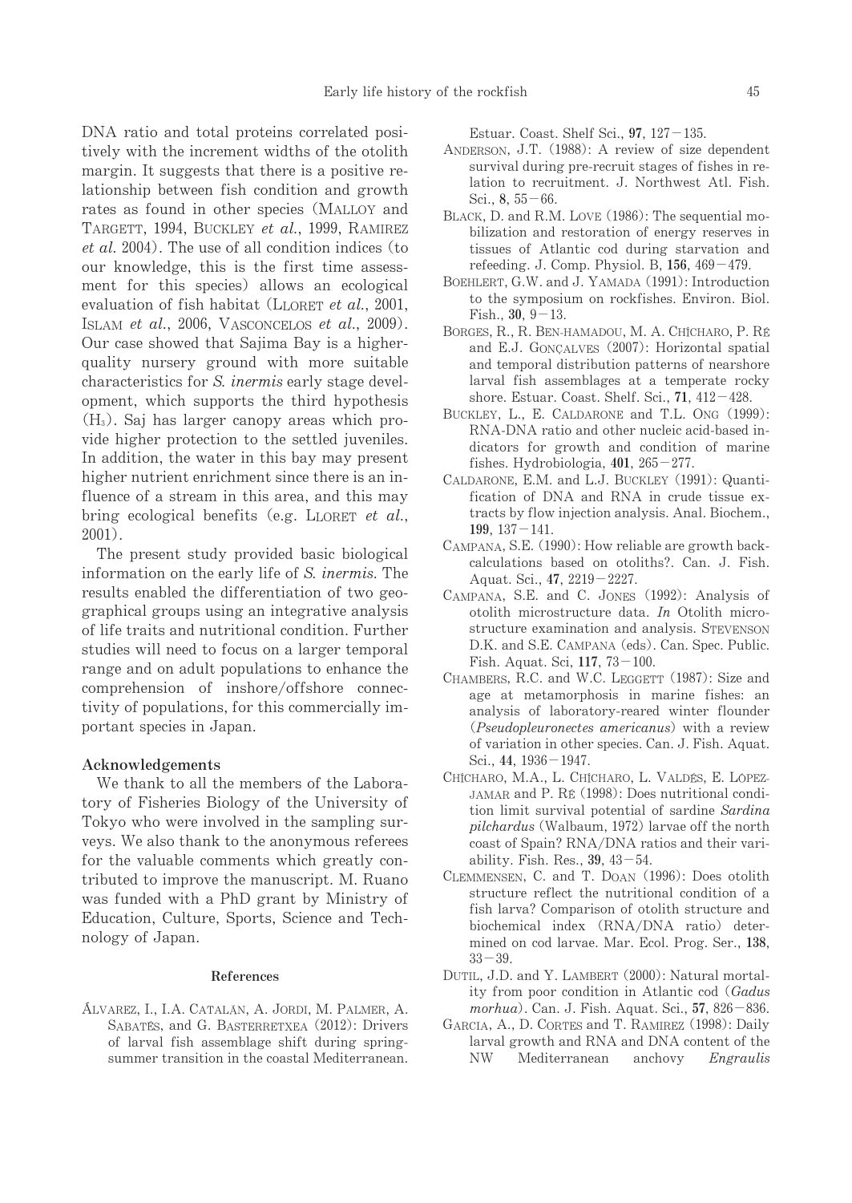DNA ratio and total proteins correlated positively with the increment widths of the otolith margin. It suggests that there is a positive relationship between fish condition and growth rates as found in other species (MALLOY and TARGETT, 1994, BUCKLEY *et al.*, 1999, RAMIREZ *et al.* 2004). The use of all condition indices (to our knowledge, this is the first time assessment for this species) allows an ecological evaluation of fish habitat (LLORET *et al.*, 2001, ISLAM *et al.*, 2006, VASCONCELOS *et al.*, 2009). Our case showed that Sajima Bay is a higher-quality nursery ground with more suitable characteristics for *S. inermis* early stage development, which supports the third hypothesis ($H_3$). Saj has larger canopy areas which provide higher protection to the settled juveniles. In addition, the water in this bay may present higher nutrient enrichment since there is an influence of a stream in this area, and this may bring ecological benefits (e.g. LLORET *et al.*, 2001).

The present study provided basic biological information on the early life of *S. inermis*. The results enabled the differentiation of two geographical groups using an integrative analysis of life traits and nutritional condition. Further studies will need to focus on a larger temporal range and on adult populations to enhance the comprehension of inshore/offshore connectivity of populations, for this commercially important species in Japan.

## Acknowledgements

We thank to all the members of the Laboratory of Fisheries Biology of the University of Tokyo who were involved in the sampling surveys. We also thank to the anonymous referees for the valuable comments which greatly contributed to improve the manuscript. M. Ruano was funded with a PhD grant by Ministry of Education, Culture, Sports, Science and Technology of Japan.

## References

ÁLVAREZ, I., I.A. CATALÁN, A. JORDI, M. PALMER, A. SABATÉS, and G. BASTERRETXEA (2012): Drivers of larval fish assemblage shift during spring-summer transition in the coastal Mediterranean. Estuar. Coast. Shelf Sci., **97**, 127−135.

ANDERSON, J.T. (1988): A review of size dependent survival during pre-recruit stages of fishes in relation to recruitment. J. Northwest Atl. Fish. Sci., **8**, 55−66.

BLACK, D. and R.M. LOVE (1986): The sequential mobilization and restoration of energy reserves in tissues of Atlantic cod during starvation and refeeding. J. Comp. Physiol. B, **156**, 469−479.

BOEHLERT, G.W. and J. YAMADA (1991): Introduction to the symposium on rockfishes. Environ. Biol. Fish., **30**, 9−13.

BORGES, R., R. BEN-HAMADOU, M. A. CHÍCHARO, P. RÉ and E.J. GONÇALVES (2007): Horizontal spatial and temporal distribution patterns of nearshore larval fish assemblages at a temperate rocky shore. Estuar. Coast. Shelf. Sci., **71**, 412−428.

BUCKLEY, L., E. CALDARONE and T.L. ONG (1999): RNA-DNA ratio and other nucleic acid-based indicators for growth and condition of marine fishes. Hydrobiologia, **401**, 265−277.

CALDARONE, E.M. and L.J. BUCKLEY (1991): Quantification of DNA and RNA in crude tissue extracts by flow injection analysis. Anal. Biochem., **199**, 137−141.

CAMPANA, S.E. (1990): How reliable are growth back-calculations based on otoliths?. Can. J. Fish. Aquat. Sci., **47**, 2219−2227.

CAMPANA, S.E. and C. JONES (1992): Analysis of otolith microstructure data. *In* Otolith microstructure examination and analysis. STEVENSON D.K. and S.E. CAMPANA (eds). Can. Spec. Public. Fish. Aquat. Sci, **117**, 73−100.

CHAMBERS, R.C. and W.C. LEGGETT (1987): Size and age at metamorphosis in marine fishes: an analysis of laboratory-reared winter flounder (*Pseudopleuronectes americanus*) with a review of variation in other species. Can. J. Fish. Aquat. Sci., **44**, 1936−1947.

CHÍCHARO, M.A., L. CHÍCHARO, L. VALDÉS, E. LÓPEZ-JAMAR and P. RÉ (1998): Does nutritional condition limit survival potential of sardine *Sardina pilchardus* (Walbaum, 1972) larvae off the north coast of Spain? RNA/DNA ratios and their variability. Fish. Res., **39**, 43−54.

CLEMMENSEN, C. and T. DOAN (1996): Does otolith structure reflect the nutritional condition of a fish larva? Comparison of otolith structure and biochemical index (RNA/DNA ratio) determined on cod larvae. Mar. Ecol. Prog. Ser., **138**, 33−39.

DUTIL, J.D. and Y. LAMBERT (2000): Natural mortality from poor condition in Atlantic cod (*Gadus morhua*). Can. J. Fish. Aquat. Sci., **57**, 826−836.

GARCIA, A., D. CORTES and T. RAMIREZ (1998): Daily larval growth and RNA and DNA content of the NW Mediterranean anchovy *Engraulis*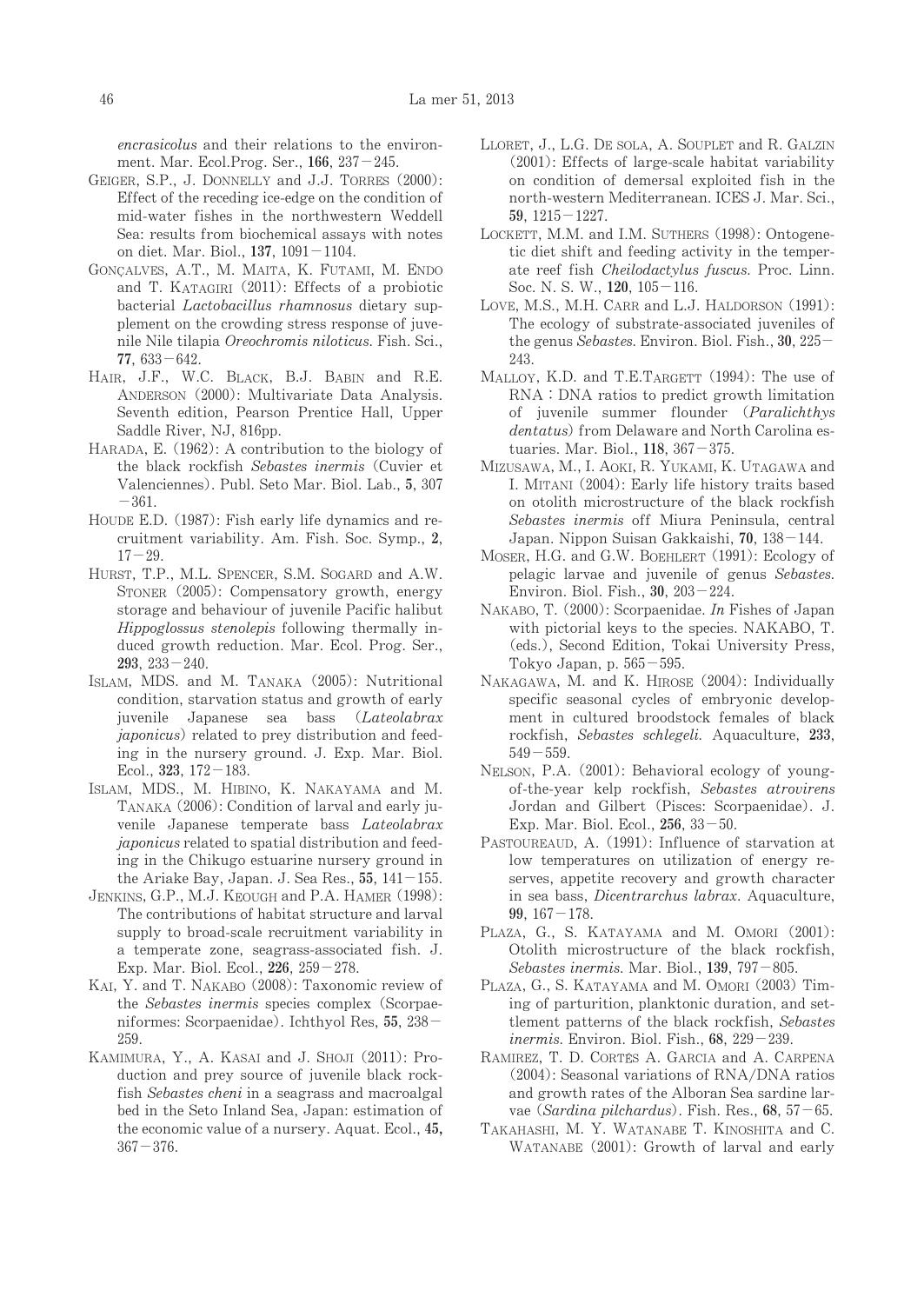*encrasicolus* and their relations to the environment. Mar. Ecol.Prog. Ser., **166**, 237−245.

GEIGER, S.P., J. DONNELLY and J.J. TORRES (2000): Effect of the receding ice-edge on the condition of mid-water fishes in the northwestern Weddell Sea: results from biochemical assays with notes on diet. Mar. Biol., **137**, 1091−1104.

GONÇALVES, A.T., M. MAITA, K. FUTAMI, M. ENDO and T. KATAGIRI (2011): Effects of a probiotic bacterial *Lactobacillus rhamnosus* dietary supplement on the crowding stress response of juvenile Nile tilapia *Oreochromis niloticus*. Fish. Sci., **77**, 633−642.

HAIR, J.F., W.C. BLACK, B.J. BABIN and R.E. ANDERSON (2000): Multivariate Data Analysis. Seventh edition, Pearson Prentice Hall, Upper Saddle River, NJ, 816pp.

HARADA, E. (1962): A contribution to the biology of the black rockfish *Sebastes inermis* (Cuvier et Valenciennes). Publ. Seto Mar. Biol. Lab., **5**, 307−361.

HOUDE E.D. (1987): Fish early life dynamics and recruitment variability. Am. Fish. Soc. Symp., **2**, 17−29.

HURST, T.P., M.L. SPENCER, S.M. SOGARD and A.W. STONER (2005): Compensatory growth, energy storage and behaviour of juvenile Pacific halibut *Hippoglossus stenolepis* following thermally induced growth reduction. Mar. Ecol. Prog. Ser., **293**, 233−240.

ISLAM, MDS. and M. TANAKA (2005): Nutritional condition, starvation status and growth of early juvenile Japanese sea bass (*Lateolabrax japonicus*) related to prey distribution and feeding in the nursery ground. J. Exp. Mar. Biol. Ecol., **323**, 172−183.

ISLAM, MDS., M. HIBINO, K. NAKAYAMA and M. TANAKA (2006): Condition of larval and early juvenile Japanese temperate bass *Lateolabrax japonicus* related to spatial distribution and feeding in the Chikugo estuarine nursery ground in the Ariake Bay, Japan. J. Sea Res., **55**, 141−155.

JENKINS, G.P., M.J. KEOUGH and P.A. HAMER (1998): The contributions of habitat structure and larval supply to broad-scale recruitment variability in a temperate zone, seagrass-associated fish. J. Exp. Mar. Biol. Ecol., **226**, 259−278.

KAI, Y. and T. NAKABO (2008): Taxonomic review of the *Sebastes inermis* species complex (Scorpaeniformes: Scorpaenidae). Ichthyol Res, **55**, 238−259.

KAMIMURA, Y., A. KASAI and J. SHOJI (2011): Production and prey source of juvenile black rockfish *Sebastes cheni* in a seagrass and macroalgal bed in the Seto Inland Sea, Japan: estimation of the economic value of a nursery. Aquat. Ecol., **45,** 367−376.

LLORET, J., L.G. DE SOLA, A. SOUPLET and R. GALZIN (2001): Effects of large-scale habitat variability on condition of demersal exploited fish in the north-western Mediterranean. ICES J. Mar. Sci., **59**, 1215−1227.

LOCKETT, M.M. and I.M. SUTHERS (1998): Ontogenetic diet shift and feeding activity in the temperate reef fish *Cheilodactylus fuscus*. Proc. Linn. Soc. N. S. W., **120**, 105−116.

LOVE, M.S., M.H. CARR and L.J. HALDORSON (1991): The ecology of substrate-associated juveniles of the genus *Sebastes*. Environ. Biol. Fish., **30**, 225−243.

MALLOY, K.D. and T.E.TARGETT (1994): The use of RNA : DNA ratios to predict growth limitation of juvenile summer flounder (*Paralichthys dentatus*) from Delaware and North Carolina estuaries. Mar. Biol., **118**, 367−375.

MIZUSAWA, M., I. AOKI, R. YUKAMI, K. UTAGAWA and I. MITANI (2004): Early life history traits based on otolith microstructure of the black rockfish *Sebastes inermis* off Miura Peninsula, central Japan. Nippon Suisan Gakkaishi, **70**, 138−144.

MOSER, H.G. and G.W. BOEHLERT (1991): Ecology of pelagic larvae and juvenile of genus *Sebastes*. Environ. Biol. Fish., **30**, 203−224.

NAKABO, T. (2000): Scorpaenidae. *In* Fishes of Japan with pictorial keys to the species. NAKABO, T. (eds.), Second Edition, Tokai University Press, Tokyo Japan, p. 565−595.

NAKAGAWA, M. and K. HIROSE (2004): Individually specific seasonal cycles of embryonic development in cultured broodstock females of black rockfish, *Sebastes schlegeli*. Aquaculture, **233**, 549−559.

NELSON, P.A. (2001): Behavioral ecology of young-of-the-year kelp rockfish, *Sebastes atrovirens* Jordan and Gilbert (Pisces: Scorpaenidae). J. Exp. Mar. Biol. Ecol., **256**, 33−50.

PASTOUREAUD, A. (1991): Influence of starvation at low temperatures on utilization of energy reserves, appetite recovery and growth character in sea bass, *Dicentrarchus labrax*. Aquaculture, **99**, 167−178.

PLAZA, G., S. KATAYAMA and M. OMORI (2001): Otolith microstructure of the black rockfish, *Sebastes inermis*. Mar. Biol., **139**, 797−805.

PLAZA, G., S. KATAYAMA and M. OMORI (2003) Timing of parturition, planktonic duration, and settlement patterns of the black rockfish, *Sebastes inermis*. Environ. Biol. Fish., **68**, 229−239.

RAMIREZ, T. D. CORTÉS A. GARCIA and A. CARPENA (2004): Seasonal variations of RNA/DNA ratios and growth rates of the Alboran Sea sardine larvae (*Sardina pilchardus*). Fish. Res., **68**, 57−65.

TAKAHASHI, M. Y. WATANABE T. KINOSHITA and C. WATANABE (2001): Growth of larval and early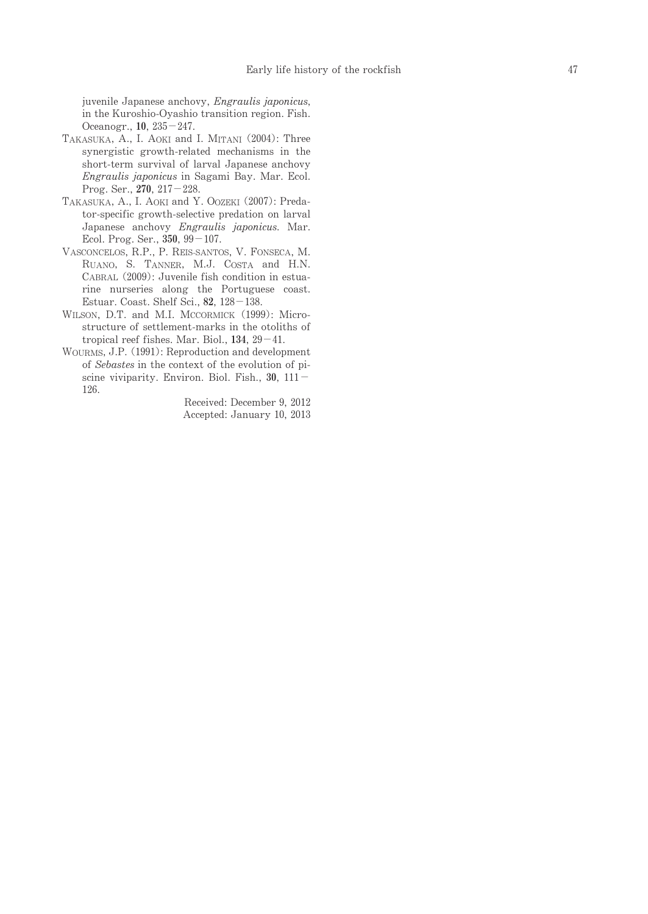juvenile Japanese anchovy, *Engraulis japonicus*, in the Kuroshio-Oyashio transition region. Fish. Oceanogr., **10**, 235−247.

TAKASUKA, A., I. AOKI and I. MITANI (2004): Three synergistic growth-related mechanisms in the short-term survival of larval Japanese anchovy *Engraulis japonicus* in Sagami Bay. Mar. Ecol. Prog. Ser., **270**, 217−228.

TAKASUKA, A., I. AOKI and Y. OOZEKI (2007): Predator-specific growth-selective predation on larval Japanese anchovy *Engraulis japonicus*. Mar. Ecol. Prog. Ser., **350**, 99−107.

VASCONCELOS, R.P., P. REIS-SANTOS, V. FONSECA, M. RUANO, S. TANNER, M.J. COSTA and H.N. CABRAL (2009): Juvenile fish condition in estuarine nurseries along the Portuguese coast. Estuar. Coast. Shelf Sci., **82**, 128−138.

WILSON, D.T. and M.I. MCCORMICK (1999): Microstructure of settlement-marks in the otoliths of tropical reef fishes. Mar. Biol., **134**, 29−41.

WOURMS, J.P. (1991): Reproduction and development of *Sebastes* in the context of the evolution of piscine viviparity. Environ. Biol. Fish., **30**, 111−126.

Received: December 9, 2012
Accepted: January 10, 2013